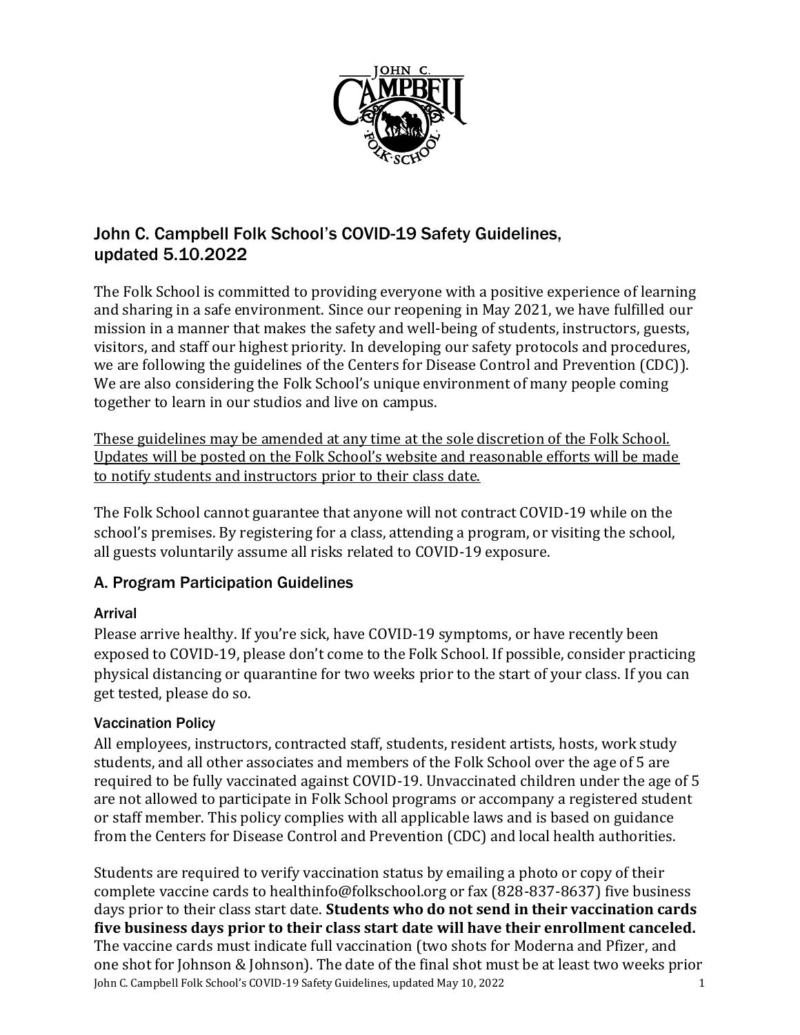# John C. Campbell Folk School's COVID-19 Safety Guidelines, updated 5.10.2022

The Folk School is committed to providing everyone with a positive experience of learning and sharing in a safe environment. Since our reopening in May 2021, we have fulfilled our mission in a manner that makes the safety and well-being of students, instructors, guests, visitors, and staff our highest priority. In developing our safety protocols and procedures, we are following the guidelines of the Centers for Disease Control and Prevention (CDC)). We are also considering the Folk School's unique environment of many people coming together to learn in our studios and live on campus.

<u>These guidelines may be amended at any time at the sole discretion of the Folk School. Updates will be posted on the Folk School's website and reasonable efforts will be made to notify students and instructors prior to their class date.</u>

The Folk School cannot guarantee that anyone will not contract COVID-19 while on the school's premises. By registering for a class, attending a program, or visiting the school, all guests voluntarily assume all risks related to COVID-19 exposure.

## A. Program Participation Guidelines

### Arrival

Please arrive healthy. If you're sick, have COVID-19 symptoms, or have recently been exposed to COVID-19, please don't come to the Folk School. If possible, consider practicing physical distancing or quarantine for two weeks prior to the start of your class. If you can get tested, please do so.

### Vaccination Policy

All employees, instructors, contracted staff, students, resident artists, hosts, work study students, and all other associates and members of the Folk School over the age of 5 are required to be fully vaccinated against COVID-19. Unvaccinated children under the age of 5 are not allowed to participate in Folk School programs or accompany a registered student or staff member. This policy complies with all applicable laws and is based on guidance from the Centers for Disease Control and Prevention (CDC) and local health authorities.

Students are required to verify vaccination status by emailing a photo or copy of their complete vaccine cards to healthinfo@folkschool.org or fax (828-837-8637) five business days prior to their class start date. **Students who do not send in their vaccination cards five business days prior to their class start date will have their enrollment canceled.** The vaccine cards must indicate full vaccination (two shots for Moderna and Pfizer, and one shot for Johnson & Johnson). The date of the final shot must be at least two weeks prior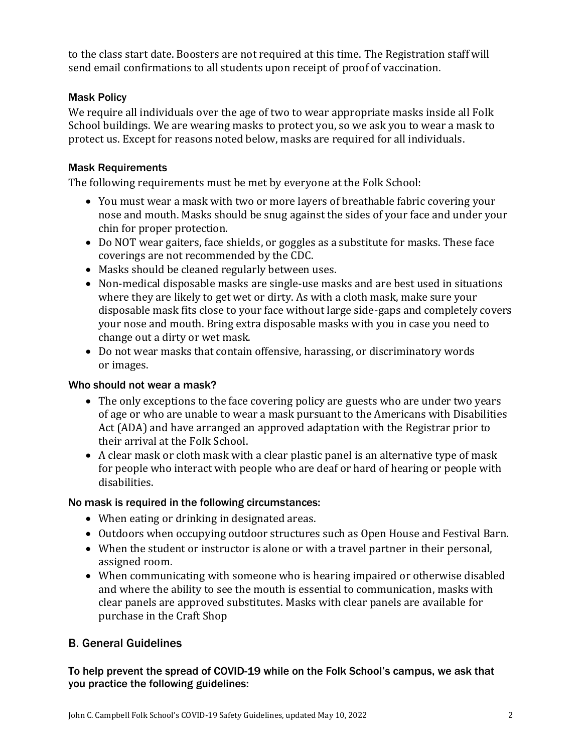to the class start date. Boosters are not required at this time. The Registration staff will send email confirmations to all students upon receipt of proof of vaccination.

### Mask Policy

We require all individuals over the age of two to wear appropriate masks inside all Folk School buildings. We are wearing masks to protect you, so we ask you to wear a mask to protect us. Except for reasons noted below, masks are required for all individuals.

### Mask Requirements

The following requirements must be met by everyone at the Folk School:

- You must wear a mask with two or more layers of breathable fabric covering your nose and mouth. Masks should be snug against the sides of your face and under your chin for proper protection.
- Do NOT wear gaiters, face shields, or goggles as a substitute for masks. These face coverings are not recommended by the CDC.
- Masks should be cleaned regularly between uses.
- Non-medical disposable masks are single-use masks and are best used in situations where they are likely to get wet or dirty. As with a cloth mask, make sure your disposable mask fits close to your face without large side-gaps and completely covers your nose and mouth. Bring extra disposable masks with you in case you need to change out a dirty or wet mask.
- Do not wear masks that contain offensive, harassing, or discriminatory words or images.

### Who should not wear a mask?

- The only exceptions to the face covering policy are guests who are under two years of age or who are unable to wear a mask pursuant to the Americans with Disabilities Act (ADA) and have arranged an approved adaptation with the Registrar prior to their arrival at the Folk School.
- A clear mask or cloth mask with a clear plastic panel is an alternative type of mask for people who interact with people who are deaf or hard of hearing or people with disabilities.

### No mask is required in the following circumstances:

- When eating or drinking in designated areas.
- Outdoors when occupying outdoor structures such as Open House and Festival Barn.
- When the student or instructor is alone or with a travel partner in their personal, assigned room.
- When communicating with someone who is hearing impaired or otherwise disabled and where the ability to see the mouth is essential to communication, masks with clear panels are approved substitutes. Masks with clear panels are available for purchase in the Craft Shop

## B. General Guidelines

### To help prevent the spread of COVID-19 while on the Folk School's campus, we ask that you practice the following guidelines: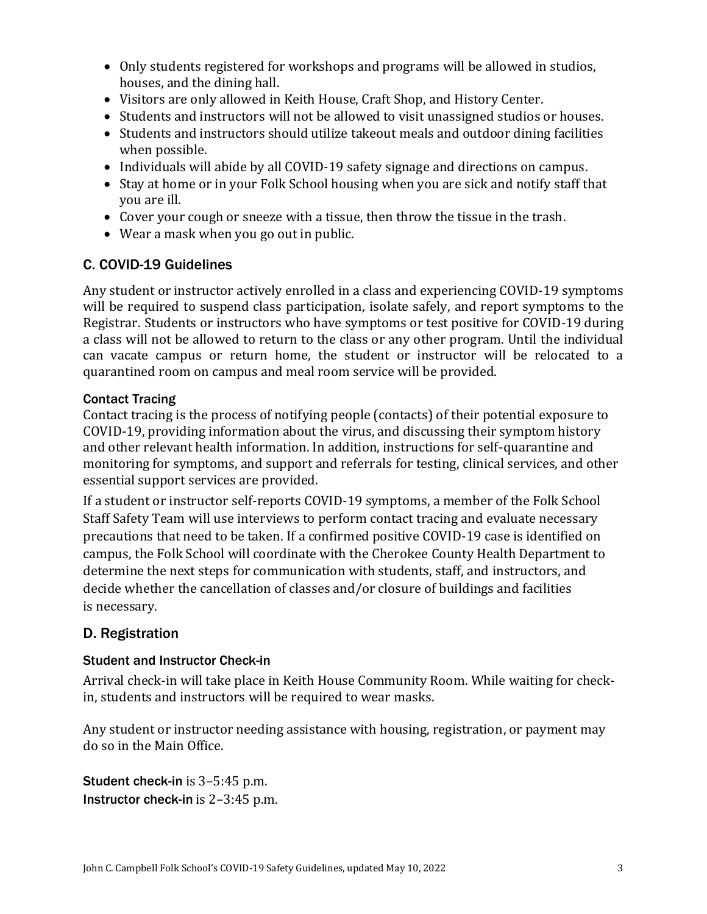- Only students registered for workshops and programs will be allowed in studios, houses, and the dining hall.
- Visitors are only allowed in Keith House, Craft Shop, and History Center.
- Students and instructors will not be allowed to visit unassigned studios or houses.
- Students and instructors should utilize takeout meals and outdoor dining facilities when possible.
- Individuals will abide by all COVID-19 safety signage and directions on campus.
- Stay at home or in your Folk School housing when you are sick and notify staff that you are ill.
- Cover your cough or sneeze with a tissue, then throw the tissue in the trash.
- Wear a mask when you go out in public.

## C. COVID-19 Guidelines

Any student or instructor actively enrolled in a class and experiencing COVID-19 symptoms will be required to suspend class participation, isolate safely, and report symptoms to the Registrar. Students or instructors who have symptoms or test positive for COVID-19 during a class will not be allowed to return to the class or any other program. Until the individual can vacate campus or return home, the student or instructor will be relocated to a quarantined room on campus and meal room service will be provided.

### Contact Tracing

Contact tracing is the process of notifying people (contacts) of their potential exposure to COVID-19, providing information about the virus, and discussing their symptom history and other relevant health information. In addition, instructions for self-quarantine and monitoring for symptoms, and support and referrals for testing, clinical services, and other essential support services are provided.

If a student or instructor self-reports COVID-19 symptoms, a member of the Folk School Staff Safety Team will use interviews to perform contact tracing and evaluate necessary precautions that need to be taken. If a confirmed positive COVID-19 case is identified on campus, the Folk School will coordinate with the Cherokee County Health Department to determine the next steps for communication with students, staff, and instructors, and decide whether the cancellation of classes and/or closure of buildings and facilities is necessary.

## D. Registration

### Student and Instructor Check-in

Arrival check-in will take place in Keith House Community Room. While waiting for check-in, students and instructors will be required to wear masks.

Any student or instructor needing assistance with housing, registration, or payment may do so in the Main Office.

**Student check-in** is 3–5:45 p.m.
**Instructor check-in** is 2–3:45 p.m.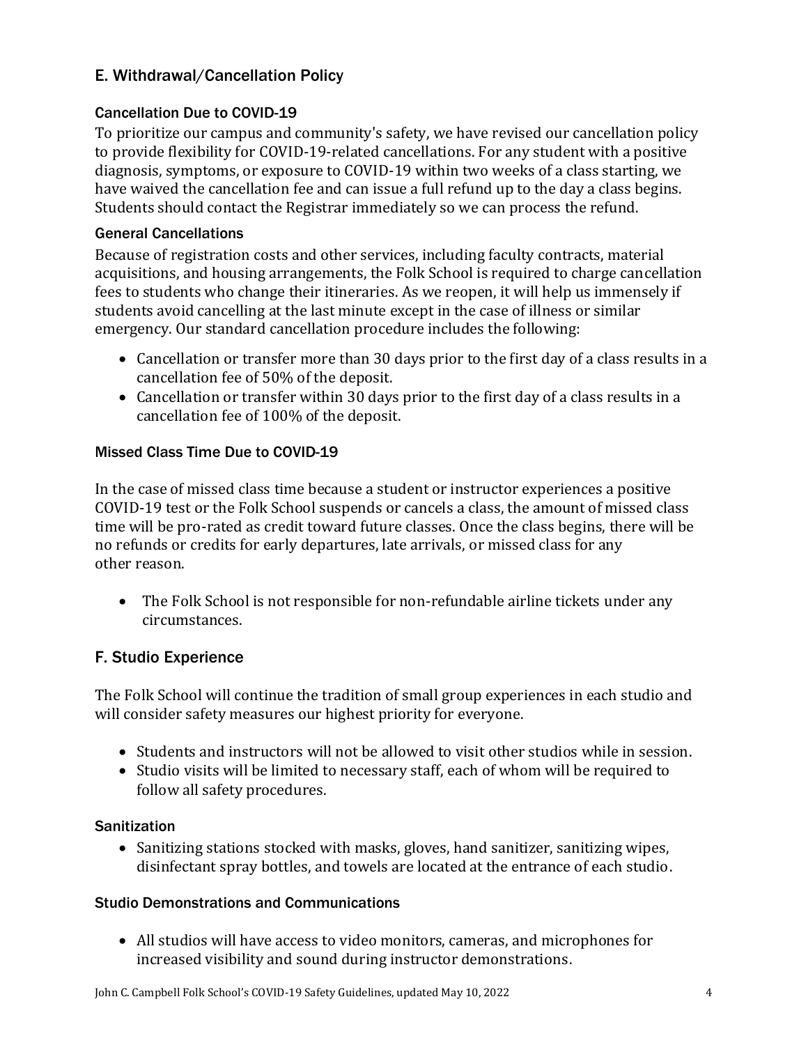## E. Withdrawal/Cancellation Policy

### Cancellation Due to COVID-19

To prioritize our campus and community's safety, we have revised our cancellation policy to provide flexibility for COVID-19-related cancellations. For any student with a positive diagnosis, symptoms, or exposure to COVID-19 within two weeks of a class starting, we have waived the cancellation fee and can issue a full refund up to the day a class begins. Students should contact the Registrar immediately so we can process the refund.

### General Cancellations

Because of registration costs and other services, including faculty contracts, material acquisitions, and housing arrangements, the Folk School is required to charge cancellation fees to students who change their itineraries. As we reopen, it will help us immensely if students avoid cancelling at the last minute except in the case of illness or similar emergency. Our standard cancellation procedure includes the following:

- Cancellation or transfer more than 30 days prior to the first day of a class results in a cancellation fee of 50% of the deposit.
- Cancellation or transfer within 30 days prior to the first day of a class results in a cancellation fee of 100% of the deposit.

### Missed Class Time Due to COVID-19

In the case of missed class time because a student or instructor experiences a positive COVID-19 test or the Folk School suspends or cancels a class, the amount of missed class time will be pro-rated as credit toward future classes. Once the class begins, there will be no refunds or credits for early departures, late arrivals, or missed class for any other reason.

- The Folk School is not responsible for non-refundable airline tickets under any circumstances.

## F. Studio Experience

The Folk School will continue the tradition of small group experiences in each studio and will consider safety measures our highest priority for everyone.

- Students and instructors will not be allowed to visit other studios while in session.
- Studio visits will be limited to necessary staff, each of whom will be required to follow all safety procedures.

### Sanitization

- Sanitizing stations stocked with masks, gloves, hand sanitizer, sanitizing wipes, disinfectant spray bottles, and towels are located at the entrance of each studio.

### Studio Demonstrations and Communications

- All studios will have access to video monitors, cameras, and microphones for increased visibility and sound during instructor demonstrations.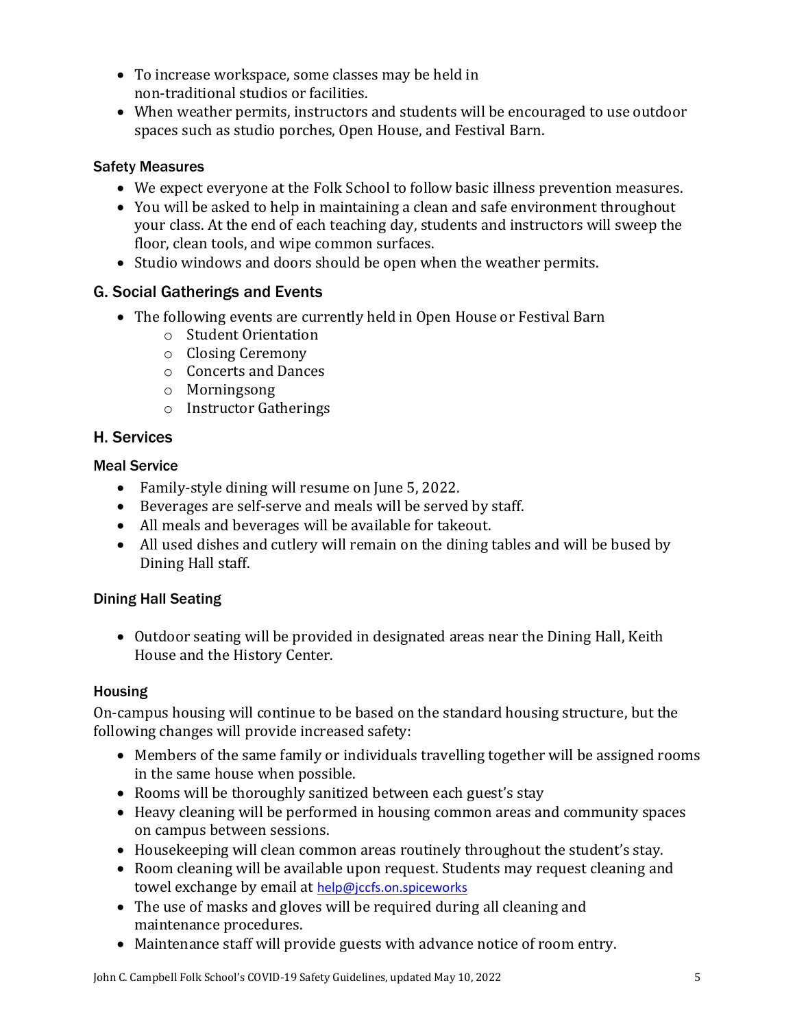- To increase workspace, some classes may be held in non-traditional studios or facilities.
- When weather permits, instructors and students will be encouraged to use outdoor spaces such as studio porches, Open House, and Festival Barn.

### Safety Measures

- We expect everyone at the Folk School to follow basic illness prevention measures.
- You will be asked to help in maintaining a clean and safe environment throughout your class. At the end of each teaching day, students and instructors will sweep the floor, clean tools, and wipe common surfaces.
- Studio windows and doors should be open when the weather permits.

## G. Social Gatherings and Events

- The following events are currently held in Open House or Festival Barn
  - Student Orientation
  - Closing Ceremony
  - Concerts and Dances
  - Morningsong
  - Instructor Gatherings

## H. Services

### Meal Service

- Family-style dining will resume on June 5, 2022.
- Beverages are self-serve and meals will be served by staff.
- All meals and beverages will be available for takeout.
- All used dishes and cutlery will remain on the dining tables and will be bused by Dining Hall staff.

### Dining Hall Seating

- Outdoor seating will be provided in designated areas near the Dining Hall, Keith House and the History Center.

### Housing

On-campus housing will continue to be based on the standard housing structure, but the following changes will provide increased safety:

- Members of the same family or individuals travelling together will be assigned rooms in the same house when possible.
- Rooms will be thoroughly sanitized between each guest's stay
- Heavy cleaning will be performed in housing common areas and community spaces on campus between sessions.
- Housekeeping will clean common areas routinely throughout the student's stay.
- Room cleaning will be available upon request. Students may request cleaning and towel exchange by email at help@jccfs.on.spiceworks
- The use of masks and gloves will be required during all cleaning and maintenance procedures.
- Maintenance staff will provide guests with advance notice of room entry.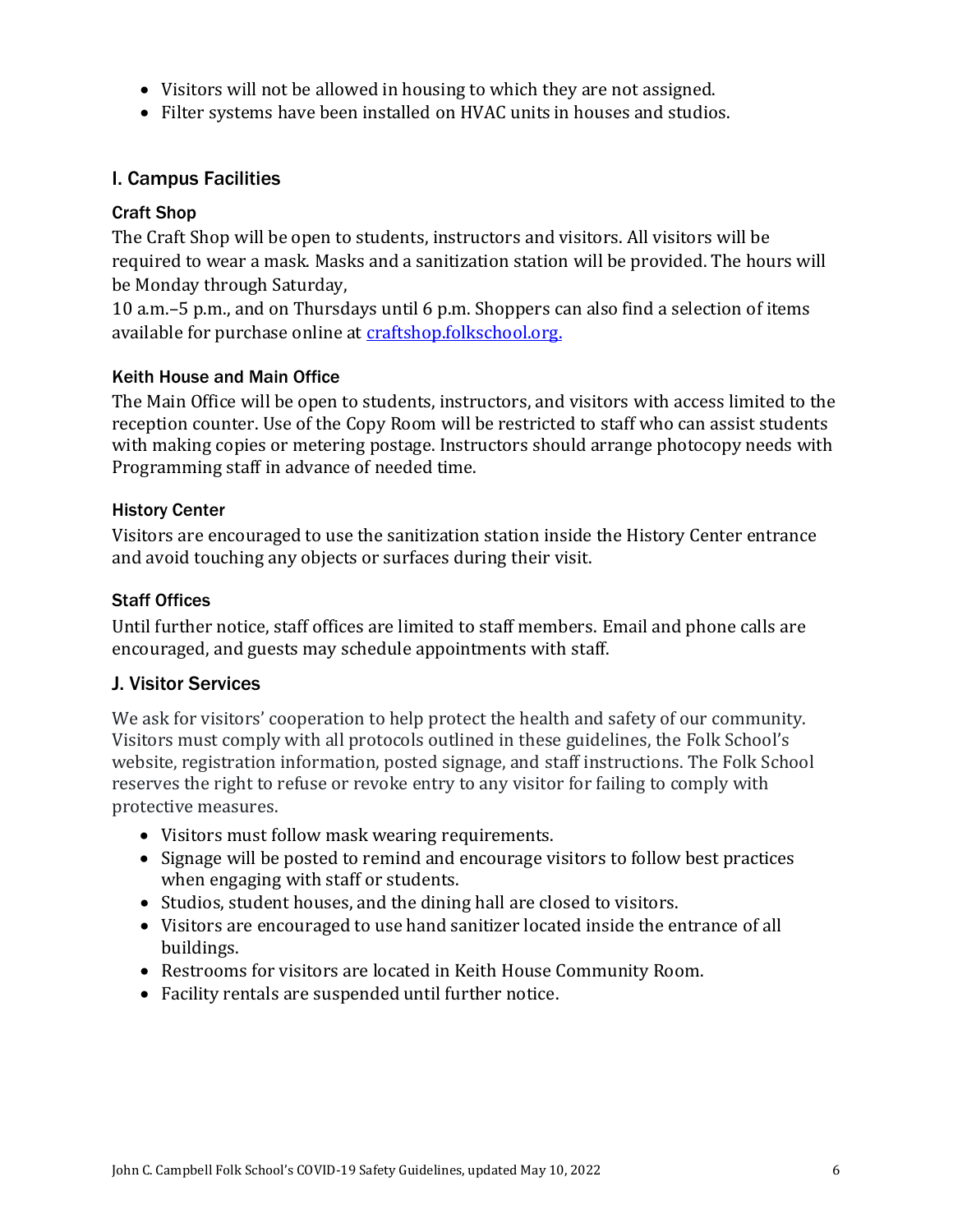- Visitors will not be allowed in housing to which they are not assigned.
- Filter systems have been installed on HVAC units in houses and studios.

## I. Campus Facilities

### Craft Shop

The Craft Shop will be open to students, instructors and visitors. All visitors will be required to wear a mask. Masks and a sanitization station will be provided. The hours will be Monday through Saturday,
10 a.m.–5 p.m., and on Thursdays until 6 p.m. Shoppers can also find a selection of items available for purchase online at [craftshop.folkschool.org.](craftshop.folkschool.org)

### Keith House and Main Office

The Main Office will be open to students, instructors, and visitors with access limited to the reception counter. Use of the Copy Room will be restricted to staff who can assist students with making copies or metering postage. Instructors should arrange photocopy needs with Programming staff in advance of needed time.

### History Center

Visitors are encouraged to use the sanitization station inside the History Center entrance and avoid touching any objects or surfaces during their visit.

### Staff Offices

Until further notice, staff offices are limited to staff members. Email and phone calls are encouraged, and guests may schedule appointments with staff.

## J. Visitor Services

We ask for visitors' cooperation to help protect the health and safety of our community. Visitors must comply with all protocols outlined in these guidelines, the Folk School's website, registration information, posted signage, and staff instructions. The Folk School reserves the right to refuse or revoke entry to any visitor for failing to comply with protective measures.

- Visitors must follow mask wearing requirements.
- Signage will be posted to remind and encourage visitors to follow best practices when engaging with staff or students.
- Studios, student houses, and the dining hall are closed to visitors.
- Visitors are encouraged to use hand sanitizer located inside the entrance of all buildings.
- Restrooms for visitors are located in Keith House Community Room.
- Facility rentals are suspended until further notice.